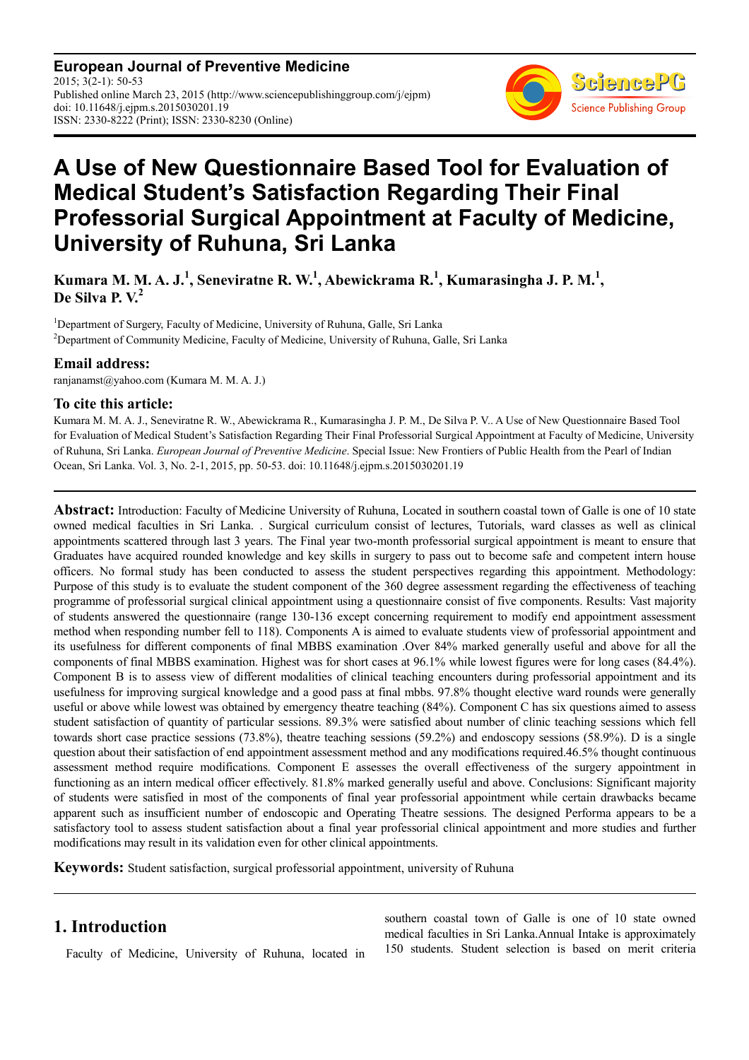# A Use of New Questionnaire Based Tool for Evaluation of Medical Student's Satisfaction Regarding Their Final Professorial Surgical Appointment at Faculty of Medicine, University of Ruhuna, Sri Lanka

**Kumara M. M. A. J.[1], Seneviratne R. W.[1], Abewickrama R.[1], Kumarasingha J. P. M.[1], De Silva P. V.[2]**

[1]Department of Surgery, Faculty of Medicine, University of Ruhuna, Galle, Sri Lanka
[2]Department of Community Medicine, Faculty of Medicine, University of Ruhuna, Galle, Sri Lanka

### Email address:

ranjanamst@yahoo.com (Kumara M. M. A. J.)

### To cite this article:

Kumara M. M. A. J., Seneviratne R. W., Abewickrama R., Kumarasingha J. P. M., De Silva P. V.. A Use of New Questionnaire Based Tool for Evaluation of Medical Student's Satisfaction Regarding Their Final Professorial Surgical Appointment at Faculty of Medicine, University of Ruhuna, Sri Lanka. *European Journal of Preventive Medicine*. Special Issue: New Frontiers of Public Health from the Pearl of Indian Ocean, Sri Lanka. Vol. 3, No. 2-1, 2015, pp. 50-53. doi: 10.11648/j.ejpm.s.2015030201.19

---

**Abstract:** Introduction: Faculty of Medicine University of Ruhuna, Located in southern coastal town of Galle is one of 10 state owned medical faculties in Sri Lanka. . Surgical curriculum consist of lectures, Tutorials, ward classes as well as clinical appointments scattered through last 3 years. The Final year two-month professorial surgical appointment is meant to ensure that Graduates have acquired rounded knowledge and key skills in surgery to pass out to become safe and competent intern house officers. No formal study has been conducted to assess the student perspectives regarding this appointment. Methodology: Purpose of this study is to evaluate the student component of the 360 degree assessment regarding the effectiveness of teaching programme of professorial surgical clinical appointment using a questionnaire consist of five components. Results: Vast majority of students answered the questionnaire (range 130-136 except concerning requirement to modify end appointment assessment method when responding number fell to 118). Components A is aimed to evaluate students view of professorial appointment and its usefulness for different components of final MBBS examination .Over 84% marked generally useful and above for all the components of final MBBS examination. Highest was for short cases at 96.1% while lowest figures were for long cases (84.4%). Component B is to assess view of different modalities of clinical teaching encounters during professorial appointment and its usefulness for improving surgical knowledge and a good pass at final mbbs. 97.8% thought elective ward rounds were generally useful or above while lowest was obtained by emergency theatre teaching (84%). Component C has six questions aimed to assess student satisfaction of quantity of particular sessions. 89.3% were satisfied about number of clinic teaching sessions which fell towards short case practice sessions (73.8%), theatre teaching sessions (59.2%) and endoscopy sessions (58.9%). D is a single question about their satisfaction of end appointment assessment method and any modifications required.46.5% thought continuous assessment method require modifications. Component E assesses the overall effectiveness of the surgery appointment in functioning as an intern medical officer effectively. 81.8% marked generally useful and above. Conclusions: Significant majority of students were satisfied in most of the components of final year professorial appointment while certain drawbacks became apparent such as insufficient number of endoscopic and Operating Theatre sessions. The designed Performa appears to be a satisfactory tool to assess student satisfaction about a final year professorial clinical appointment and more studies and further modifications may result in its validation even for other clinical appointments.

**Keywords:** Student satisfaction, surgical professorial appointment, university of Ruhuna

---

## 1. Introduction

Faculty of Medicine, University of Ruhuna, located in southern coastal town of Galle is one of 10 state owned medical faculties in Sri Lanka.Annual Intake is approximately 150 students. Student selection is based on merit criteria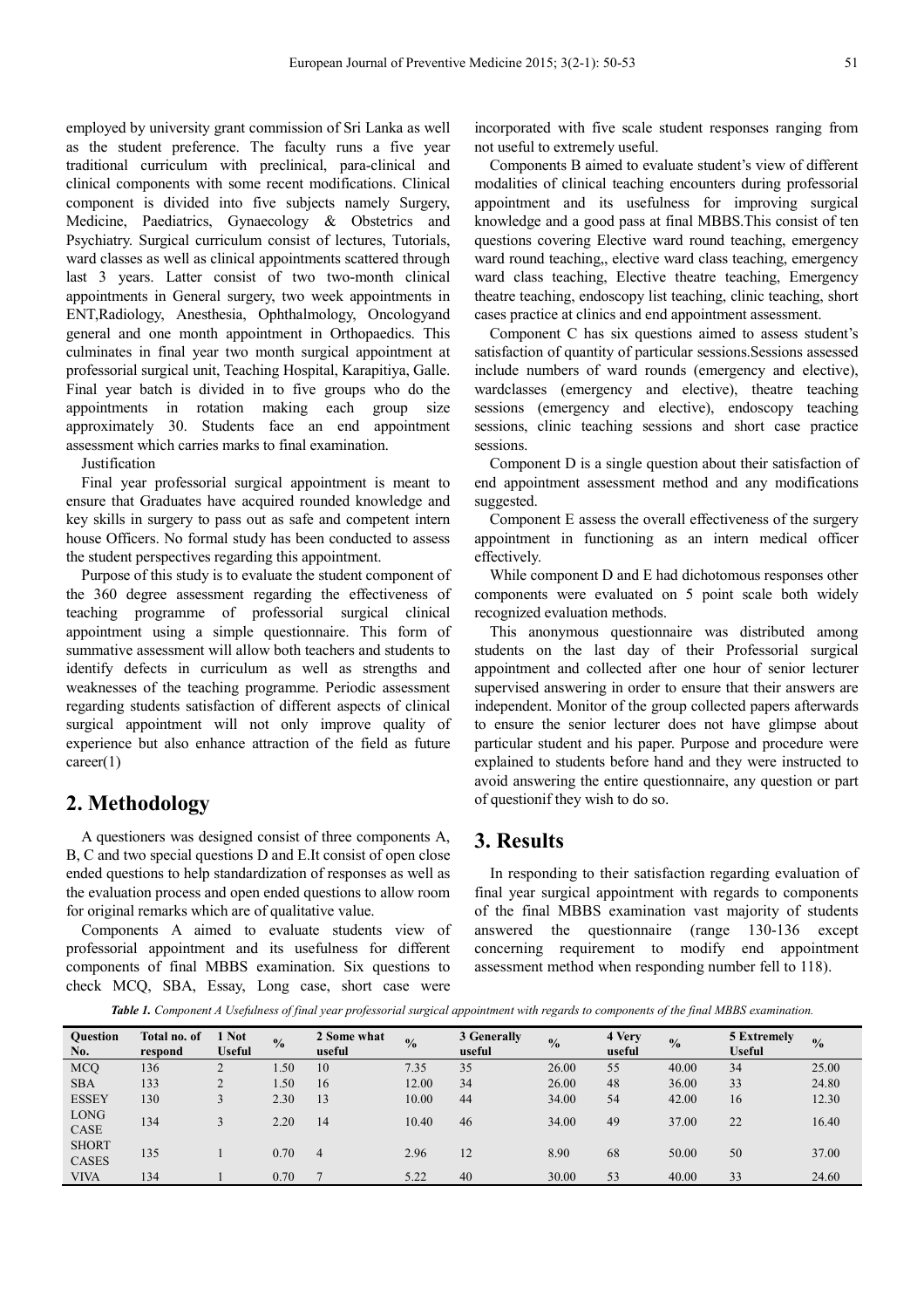employed by university grant commission of Sri Lanka as well as the student preference. The faculty runs a five year traditional curriculum with preclinical, para-clinical and clinical components with some recent modifications. Clinical component is divided into five subjects namely Surgery, Medicine, Paediatrics, Gynaecology & Obstetrics and Psychiatry. Surgical curriculum consist of lectures, Tutorials, ward classes as well as clinical appointments scattered through last 3 years. Latter consist of two two-month clinical appointments in General surgery, two week appointments in ENT,Radiology, Anesthesia, Ophthalmology, Oncologyand general and one month appointment in Orthopaedics. This culminates in final year two month surgical appointment at professorial surgical unit, Teaching Hospital, Karapitiya, Galle. Final year batch is divided in to five groups who do the appointments in rotation making each group size approximately 30. Students face an end appointment assessment which carries marks to final examination.

Justification

Final year professorial surgical appointment is meant to ensure that Graduates have acquired rounded knowledge and key skills in surgery to pass out as safe and competent intern house Officers. No formal study has been conducted to assess the student perspectives regarding this appointment.

Purpose of this study is to evaluate the student component of the 360 degree assessment regarding the effectiveness of teaching programme of professorial surgical clinical appointment using a simple questionnaire. This form of summative assessment will allow both teachers and students to identify defects in curriculum as well as strengths and weaknesses of the teaching programme. Periodic assessment regarding students satisfaction of different aspects of clinical surgical appointment will not only improve quality of experience but also enhance attraction of the field as future career(1)

## 2. Methodology

A questioners was designed consist of three components A, B, C and two special questions D and E.It consist of open close ended questions to help standardization of responses as well as the evaluation process and open ended questions to allow room for original remarks which are of qualitative value.

Components A aimed to evaluate students view of professorial appointment and its usefulness for different components of final MBBS examination. Six questions to check MCQ, SBA, Essay, Long case, short case were incorporated with five scale student responses ranging from not useful to extremely useful.

Components B aimed to evaluate student's view of different modalities of clinical teaching encounters during professorial appointment and its usefulness for improving surgical knowledge and a good pass at final MBBS.This consist of ten questions covering Elective ward round teaching, emergency ward round teaching,, elective ward class teaching, emergency ward class teaching, Elective theatre teaching, Emergency theatre teaching, endoscopy list teaching, clinic teaching, short cases practice at clinics and end appointment assessment.

Component C has six questions aimed to assess student's satisfaction of quantity of particular sessions.Sessions assessed include numbers of ward rounds (emergency and elective), wardclasses (emergency and elective), theatre teaching sessions (emergency and elective), endoscopy teaching sessions, clinic teaching sessions and short case practice sessions.

Component D is a single question about their satisfaction of end appointment assessment method and any modifications suggested.

Component E assess the overall effectiveness of the surgery appointment in functioning as an intern medical officer effectively.

While component D and E had dichotomous responses other components were evaluated on 5 point scale both widely recognized evaluation methods.

This anonymous questionnaire was distributed among students on the last day of their Professorial surgical appointment and collected after one hour of senior lecturer supervised answering in order to ensure that their answers are independent. Monitor of the group collected papers afterwards to ensure the senior lecturer does not have glimpse about particular student and his paper. Purpose and procedure were explained to students before hand and they were instructed to avoid answering the entire questionnaire, any question or part of questionif they wish to do so.

## 3. Results

In responding to their satisfaction regarding evaluation of final year surgical appointment with regards to components of the final MBBS examination vast majority of students answered the questionnaire (range 130-136 except concerning requirement to modify end appointment assessment method when responding number fell to 118).

***Table 1.*** *Component A Usefulness of final year professorial surgical appointment with regards to components of the final MBBS examination.*

| Question No. | Total no. of respond | 1 Not Useful | % | 2 Some what useful | % | 3 Generally useful | % | 4 Very useful | % | 5 Extremely Useful | % |
|---|---|---|---|---|---|---|---|---|---|---|---|
| MCQ | 136 | 2 | 1.50 | 10 | 7.35 | 35 | 26.00 | 55 | 40.00 | 34 | 25.00 |
| SBA | 133 | 2 | 1.50 | 16 | 12.00 | 34 | 26.00 | 48 | 36.00 | 33 | 24.80 |
| ESSEY | 130 | 3 | 2.30 | 13 | 10.00 | 44 | 34.00 | 54 | 42.00 | 16 | 12.30 |
| LONG CASE | 134 | 3 | 2.20 | 14 | 10.40 | 46 | 34.00 | 49 | 37.00 | 22 | 16.40 |
| SHORT CASES | 135 | 1 | 0.70 | 4 | 2.96 | 12 | 8.90 | 68 | 50.00 | 50 | 37.00 |
| VIVA | 134 | 1 | 0.70 | 7 | 5.22 | 40 | 30.00 | 53 | 40.00 | 33 | 24.60 |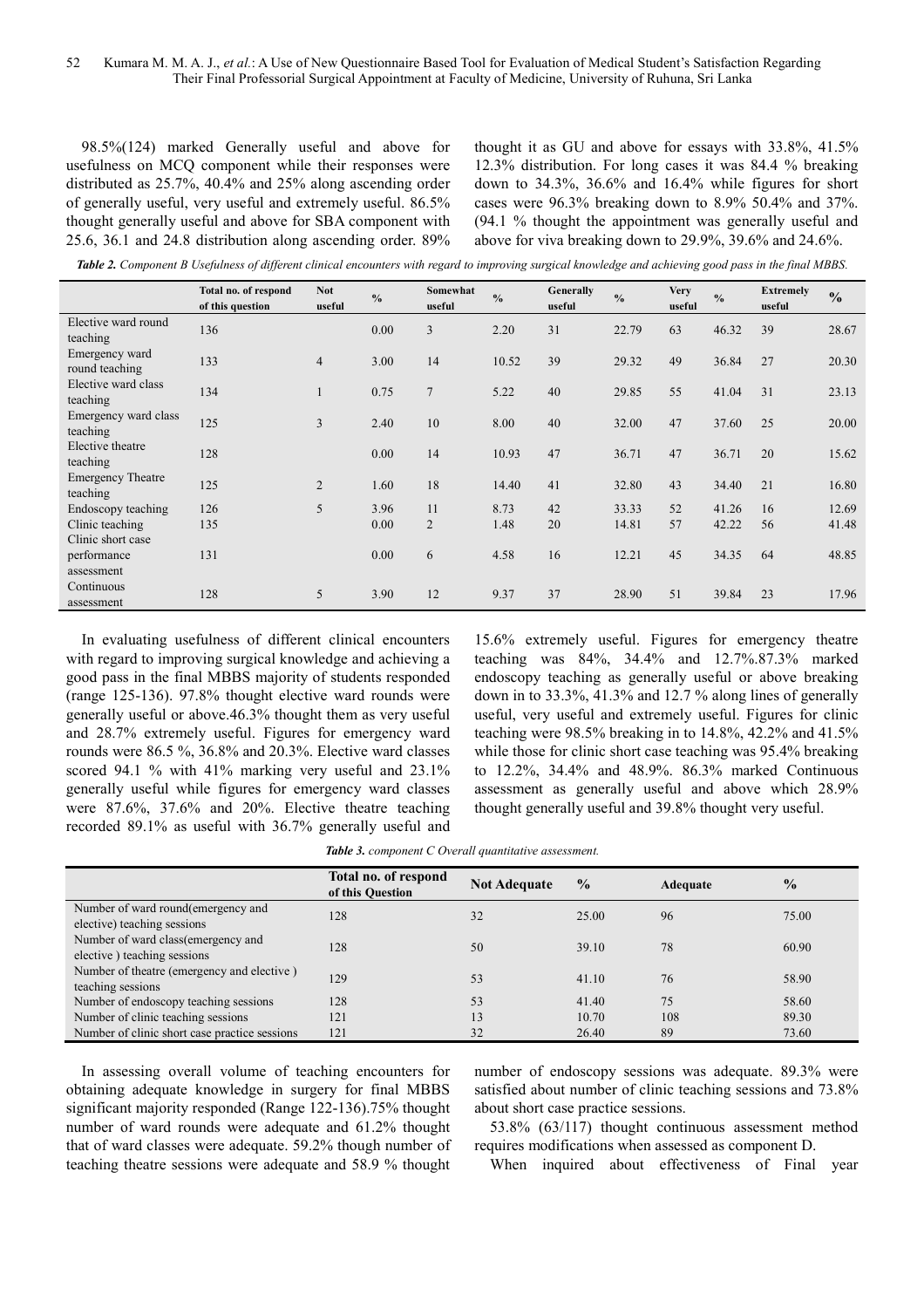98.5%(124) marked Generally useful and above for usefulness on MCQ component while their responses were distributed as 25.7%, 40.4% and 25% along ascending order of generally useful, very useful and extremely useful. 86.5% thought generally useful and above for SBA component with 25.6, 36.1 and 24.8 distribution along ascending order. 89% thought it as GU and above for essays with 33.8%, 41.5% 12.3% distribution. For long cases it was 84.4 % breaking down to 34.3%, 36.6% and 16.4% while figures for short cases were 96.3% breaking down to 8.9% 50.4% and 37%. (94.1 % thought the appointment was generally useful and above for viva breaking down to 29.9%, 39.6% and 24.6%.

***Table 2.*** *Component B Usefulness of different clinical encounters with regard to improving surgical knowledge and achieving good pass in the final MBBS.*

| | Total no. of respond of this question | Not useful | % | Somewhat useful | % | Generally useful | % | Very useful | % | Extremely useful | % |
|---|---|---|---|---|---|---|---|---|---|---|---|
| Elective ward round teaching | 136 | | 0.00 | 3 | 2.20 | 31 | 22.79 | 63 | 46.32 | 39 | 28.67 |
| Emergency ward round teaching | 133 | 4 | 3.00 | 14 | 10.52 | 39 | 29.32 | 49 | 36.84 | 27 | 20.30 |
| Elective ward class teaching | 134 | 1 | 0.75 | 7 | 5.22 | 40 | 29.85 | 55 | 41.04 | 31 | 23.13 |
| Emergency ward class teaching | 125 | 3 | 2.40 | 10 | 8.00 | 40 | 32.00 | 47 | 37.60 | 25 | 20.00 |
| Elective theatre teaching | 128 | | 0.00 | 14 | 10.93 | 47 | 36.71 | 47 | 36.71 | 20 | 15.62 |
| Emergency Theatre teaching | 125 | 2 | 1.60 | 18 | 14.40 | 41 | 32.80 | 43 | 34.40 | 21 | 16.80 |
| Endoscopy teaching | 126 | 5 | 3.96 | 11 | 8.73 | 42 | 33.33 | 52 | 41.26 | 16 | 12.69 |
| Clinic teaching | 135 | | 0.00 | 2 | 1.48 | 20 | 14.81 | 57 | 42.22 | 56 | 41.48 |
| Clinic short case performance assessment | 131 | | 0.00 | 6 | 4.58 | 16 | 12.21 | 45 | 34.35 | 64 | 48.85 |
| Continuous assessment | 128 | 5 | 3.90 | 12 | 9.37 | 37 | 28.90 | 51 | 39.84 | 23 | 17.96 |

In evaluating usefulness of different clinical encounters with regard to improving surgical knowledge and achieving a good pass in the final MBBS majority of students responded (range 125-136). 97.8% thought elective ward rounds were generally useful or above.46.3% thought them as very useful and 28.7% extremely useful. Figures for emergency ward rounds were 86.5 %, 36.8% and 20.3%. Elective ward classes scored 94.1 % with 41% marking very useful and 23.1% generally useful while figures for emergency ward classes were 87.6%, 37.6% and 20%. Elective theatre teaching recorded 89.1% as useful with 36.7% generally useful and 15.6% extremely useful. Figures for emergency theatre teaching was 84%, 34.4% and 12.7%.87.3% marked endoscopy teaching as generally useful or above breaking down in to 33.3%, 41.3% and 12.7 % along lines of generally useful, very useful and extremely useful. Figures for clinic teaching were 98.5% breaking in to 14.8%, 42.2% and 41.5% while those for clinic short case teaching was 95.4% breaking to 12.2%, 34.4% and 48.9%. 86.3% marked Continuous assessment as generally useful and above which 28.9% thought generally useful and 39.8% thought very useful.

***Table 3.*** *component C Overall quantitative assessment.*

| | Total no. of respond of this Question | Not Adequate | % | Adequate | % |
|---|---|---|---|---|---|
| Number of ward round(emergency and elective) teaching sessions | 128 | 32 | 25.00 | 96 | 75.00 |
| Number of ward class(emergency and elective ) teaching sessions | 128 | 50 | 39.10 | 78 | 60.90 |
| Number of theatre (emergency and elective ) teaching sessions | 129 | 53 | 41.10 | 76 | 58.90 |
| Number of endoscopy teaching sessions | 128 | 53 | 41.40 | 75 | 58.60 |
| Number of clinic teaching sessions | 121 | 13 | 10.70 | 108 | 89.30 |
| Number of clinic short case practice sessions | 121 | 32 | 26.40 | 89 | 73.60 |

In assessing overall volume of teaching encounters for obtaining adequate knowledge in surgery for final MBBS significant majority responded (Range 122-136).75% thought number of ward rounds were adequate and 61.2% thought that of ward classes were adequate. 59.2% though number of teaching theatre sessions were adequate and 58.9 % thought number of endoscopy sessions was adequate. 89.3% were satisfied about number of clinic teaching sessions and 73.8% about short case practice sessions.

53.8% (63/117) thought continuous assessment method requires modifications when assessed as component D.

When inquired about effectiveness of Final year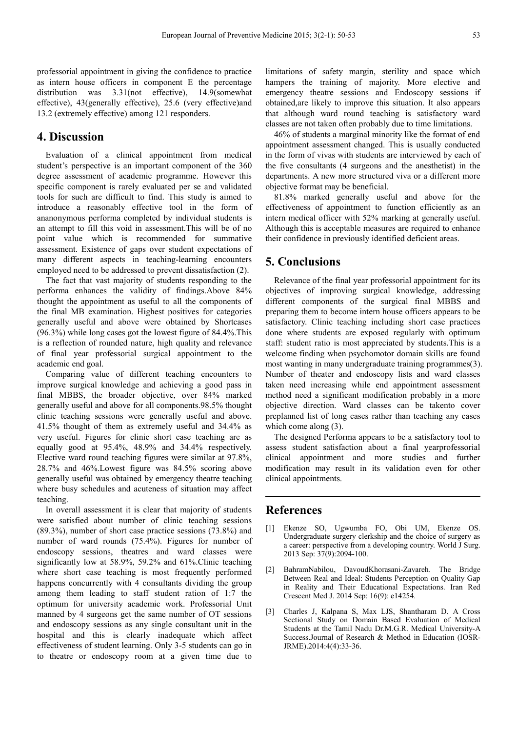professorial appointment in giving the confidence to practice as intern house officers in component E the percentage distribution was 3.31(not effective), 14.9(somewhat effective), 43(generally effective), 25.6 (very effective)and 13.2 (extremely effective) among 121 responders.

## 4. Discussion

Evaluation of a clinical appointment from medical student's perspective is an important component of the 360 degree assessment of academic programme. However this specific component is rarely evaluated per se and validated tools for such are difficult to find. This study is aimed to introduce a reasonably effective tool in the form of ananonymous performa completed by individual students is an attempt to fill this void in assessment.This will be of no point value which is recommended for summative assessment. Existence of gaps over student expectations of many different aspects in teaching-learning encounters employed need to be addressed to prevent dissatisfaction (2).

The fact that vast majority of students responding to the performa enhances the validity of findings.Above 84% thought the appointment as useful to all the components of the final MB examination. Highest positives for categories generally useful and above were obtained by Shortcases (96.3%) while long cases got the lowest figure of 84.4%.This is a reflection of rounded nature, high quality and relevance of final year professorial surgical appointment to the academic end goal.

Comparing value of different teaching encounters to improve surgical knowledge and achieving a good pass in final MBBS, the broader objective, over 84% marked generally useful and above for all components.98.5% thought clinic teaching sessions were generally useful and above. 41.5% thought of them as extremely useful and 34.4% as very useful. Figures for clinic short case teaching are as equally good at 95.4%, 48.9% and 34.4% respectively. Elective ward round teaching figures were similar at 97.8%, 28.7% and 46%.Lowest figure was 84.5% scoring above generally useful was obtained by emergency theatre teaching where busy schedules and acuteness of situation may affect teaching.

In overall assessment it is clear that majority of students were satisfied about number of clinic teaching sessions (89.3%), number of short case practice sessions (73.8%) and number of ward rounds (75.4%). Figures for number of endoscopy sessions, theatres and ward classes were significantly low at 58.9%, 59.2% and 61%.Clinic teaching where short case teaching is most frequently performed happens concurrently with 4 consultants dividing the group among them leading to staff student ration of 1:7 the optimum for university academic work. Professorial Unit manned by 4 surgeons get the same number of OT sessions and endoscopy sessions as any single consultant unit in the hospital and this is clearly inadequate which affect effectiveness of student learning. Only 3-5 students can go in to theatre or endoscopy room at a given time due to limitations of safety margin, sterility and space which hampers the training of majority. More elective and emergency theatre sessions and Endoscopy sessions if obtained,are likely to improve this situation. It also appears that although ward round teaching is satisfactory ward classes are not taken often probably due to time limitations.

46% of students a marginal minority like the format of end appointment assessment changed. This is usually conducted in the form of vivas with students are interviewed by each of the five consultants (4 surgeons and the anesthetist) in the departments. A new more structured viva or a different more objective format may be beneficial.

81.8% marked generally useful and above for the effectiveness of appointment to function efficiently as an intern medical officer with 52% marking at generally useful. Although this is acceptable measures are required to enhance their confidence in previously identified deficient areas.

## 5. Conclusions

Relevance of the final year professorial appointment for its objectives of improving surgical knowledge, addressing different components of the surgical final MBBS and preparing them to become intern house officers appears to be satisfactory. Clinic teaching including short case practices done where students are exposed regularly with optimum staff: student ratio is most appreciated by students.This is a welcome finding when psychomotor domain skills are found most wanting in many undergraduate training programmes(3). Number of theater and endoscopy lists and ward classes taken need increasing while end appointment assessment method need a significant modification probably in a more objective direction. Ward classes can be takento cover preplanned list of long cases rather than teaching any cases which come along (3).

The designed Performa appears to be a satisfactory tool to assess student satisfaction about a final yearprofessorial clinical appointment and more studies and further modification may result in its validation even for other clinical appointments.

## References

[1] Ekenze SO, Ugwumba FO, Obi UM, Ekenze OS. Undergraduate surgery clerkship and the choice of surgery as a career: perspective from a developing country. World J Surg. 2013 Sep: 37(9):2094-100.

[2] BahramNabilou, DavoudKhorasani-Zavareh. The Bridge Between Real and Ideal: Students Perception on Quality Gap in Reality and Their Educational Expectations. Iran Red Crescent Med J. 2014 Sep: 16(9): e14254.

[3] Charles J, Kalpana S, Max LJS, Shantharam D. A Cross Sectional Study on Domain Based Evaluation of Medical Students at the Tamil Nadu Dr.M.G.R. Medical University-A Success.Journal of Research & Method in Education (IOSR-JRME).2014:4(4):33-36.